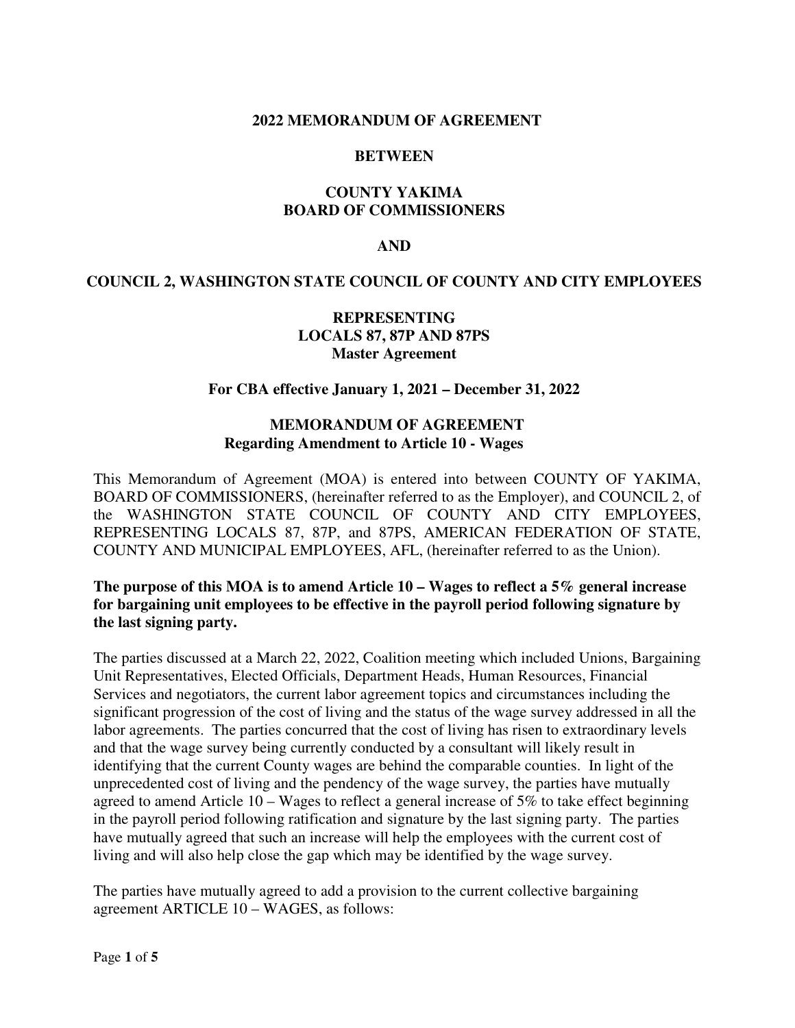**2022 MEMORANDUM OF AGREEMENT**

**BETWEEN**

**COUNTY YAKIMA**
**BOARD OF COMMISSIONERS**

**AND**

**COUNCIL 2, WASHINGTON STATE COUNCIL OF COUNTY AND CITY EMPLOYEES**

**REPRESENTING**
**LOCALS 87, 87P AND 87PS**
**Master Agreement**

**For CBA effective January 1, 2021 – December 31, 2022**

**MEMORANDUM OF AGREEMENT**
**Regarding Amendment to Article 10 - Wages**

This Memorandum of Agreement (MOA) is entered into between COUNTY OF YAKIMA, BOARD OF COMMISSIONERS, (hereinafter referred to as the Employer), and COUNCIL 2, of the WASHINGTON STATE COUNCIL OF COUNTY AND CITY EMPLOYEES, REPRESENTING LOCALS 87, 87P, and 87PS, AMERICAN FEDERATION OF STATE, COUNTY AND MUNICIPAL EMPLOYEES, AFL, (hereinafter referred to as the Union).

**The purpose of this MOA is to amend Article 10 – Wages to reflect a 5% general increase for bargaining unit employees to be effective in the payroll period following signature by the last signing party.**

The parties discussed at a March 22, 2022, Coalition meeting which included Unions, Bargaining Unit Representatives, Elected Officials, Department Heads, Human Resources, Financial Services and negotiators, the current labor agreement topics and circumstances including the significant progression of the cost of living and the status of the wage survey addressed in all the labor agreements. The parties concurred that the cost of living has risen to extraordinary levels and that the wage survey being currently conducted by a consultant will likely result in identifying that the current County wages are behind the comparable counties. In light of the unprecedented cost of living and the pendency of the wage survey, the parties have mutually agreed to amend Article 10 – Wages to reflect a general increase of 5% to take effect beginning in the payroll period following ratification and signature by the last signing party. The parties have mutually agreed that such an increase will help the employees with the current cost of living and will also help close the gap which may be identified by the wage survey.

The parties have mutually agreed to add a provision to the current collective bargaining agreement ARTICLE 10 – WAGES, as follows: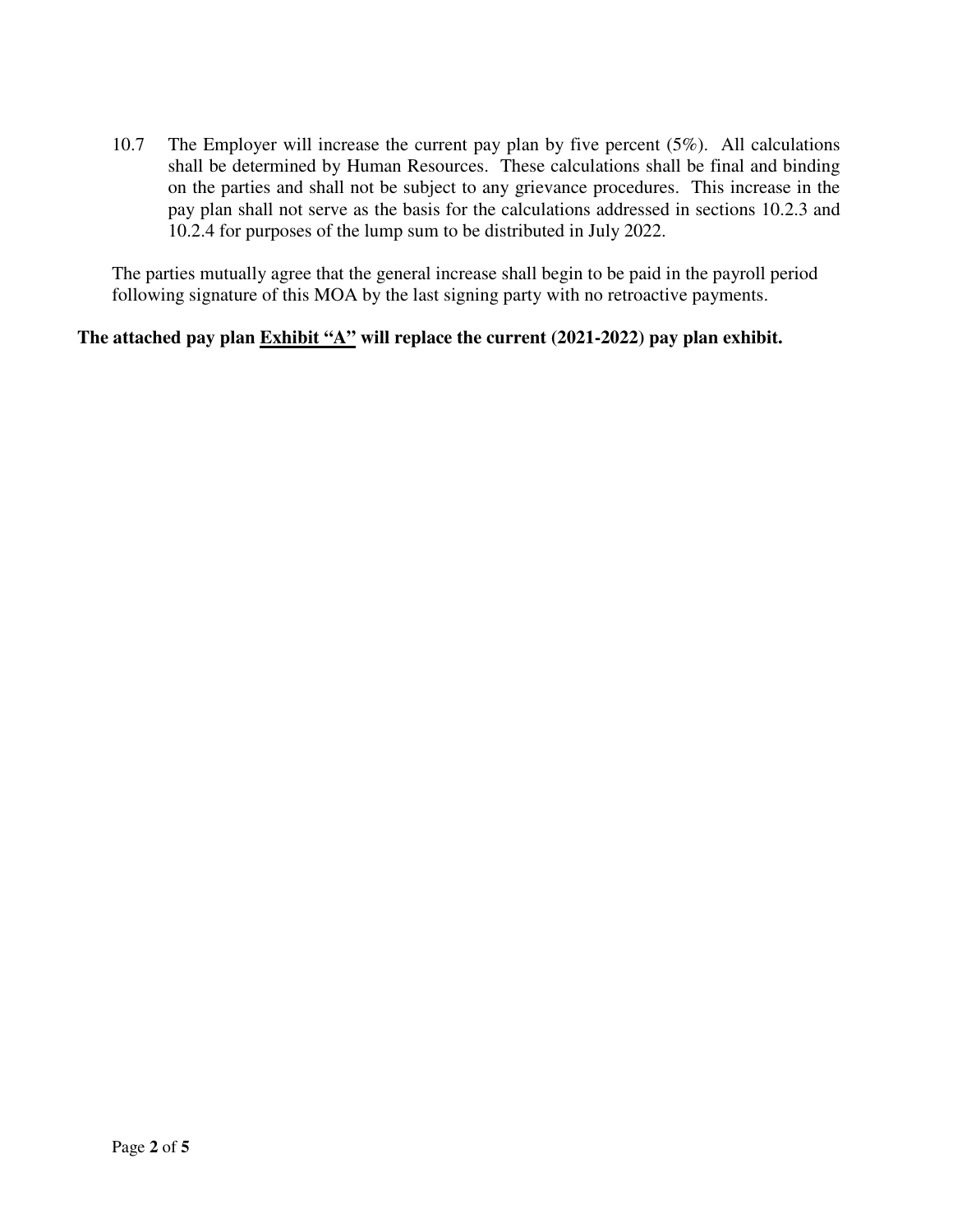10.7 The Employer will increase the current pay plan by five percent (5%). All calculations shall be determined by Human Resources. These calculations shall be final and binding on the parties and shall not be subject to any grievance procedures. This increase in the pay plan shall not serve as the basis for the calculations addressed in sections 10.2.3 and 10.2.4 for purposes of the lump sum to be distributed in July 2022.

The parties mutually agree that the general increase shall begin to be paid in the payroll period following signature of this MOA by the last signing party with no retroactive payments.

**The attached pay plan <u>Exhibit "A"</u> will replace the current (2021-2022) pay plan exhibit.**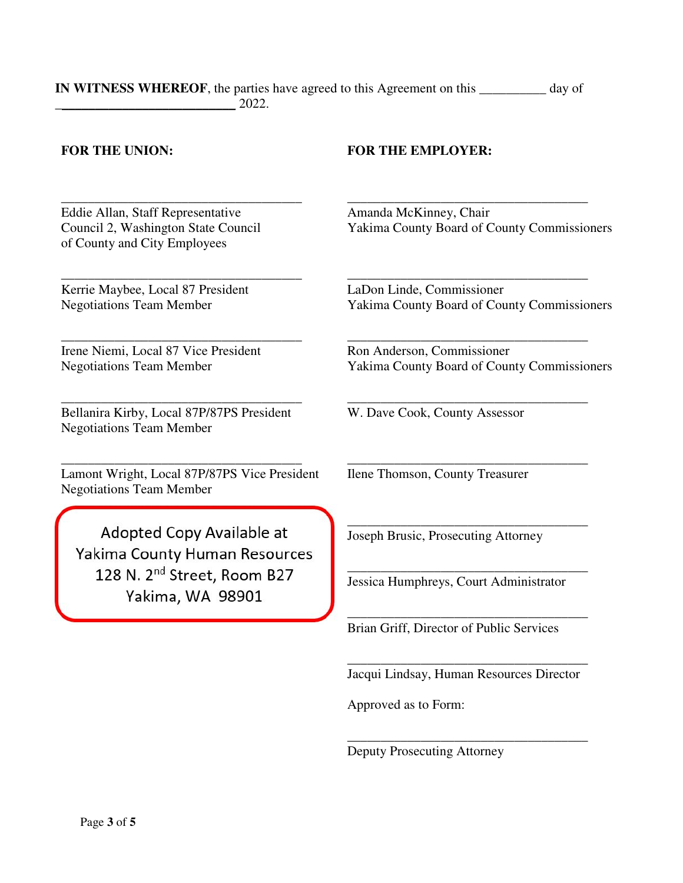**IN WITNESS WHEREOF**, the parties have agreed to this Agreement on this __________ day of __________________________ 2022.

**FOR THE UNION:**

_____________________________________
Eddie Allan, Staff Representative
Council 2, Washington State Council
of County and City Employees

_____________________________________
Kerrie Maybee, Local 87 President
Negotiations Team Member

_____________________________________
Irene Niemi, Local 87 Vice President
Negotiations Team Member

_____________________________________
Bellanira Kirby, Local 87P/87PS President
Negotiations Team Member

_____________________________________
Lamont Wright, Local 87P/87PS Vice President
Negotiations Team Member

Adopted Copy Available at
Yakima County Human Resources
128 N. 2nd Street, Room B27
Yakima, WA 98901

**FOR THE EMPLOYER:**

_____________________________________
Amanda McKinney, Chair
Yakima County Board of County Commissioners

_____________________________________
LaDon Linde, Commissioner
Yakima County Board of County Commissioners

_____________________________________
Ron Anderson, Commissioner
Yakima County Board of County Commissioners

_____________________________________
W. Dave Cook, County Assessor

_____________________________________
Ilene Thomson, County Treasurer

_____________________________________
Joseph Brusic, Prosecuting Attorney

_____________________________________
Jessica Humphreys, Court Administrator

_____________________________________
Brian Griff, Director of Public Services

_____________________________________
Jacqui Lindsay, Human Resources Director

Approved as to Form:

_____________________________________
Deputy Prosecuting Attorney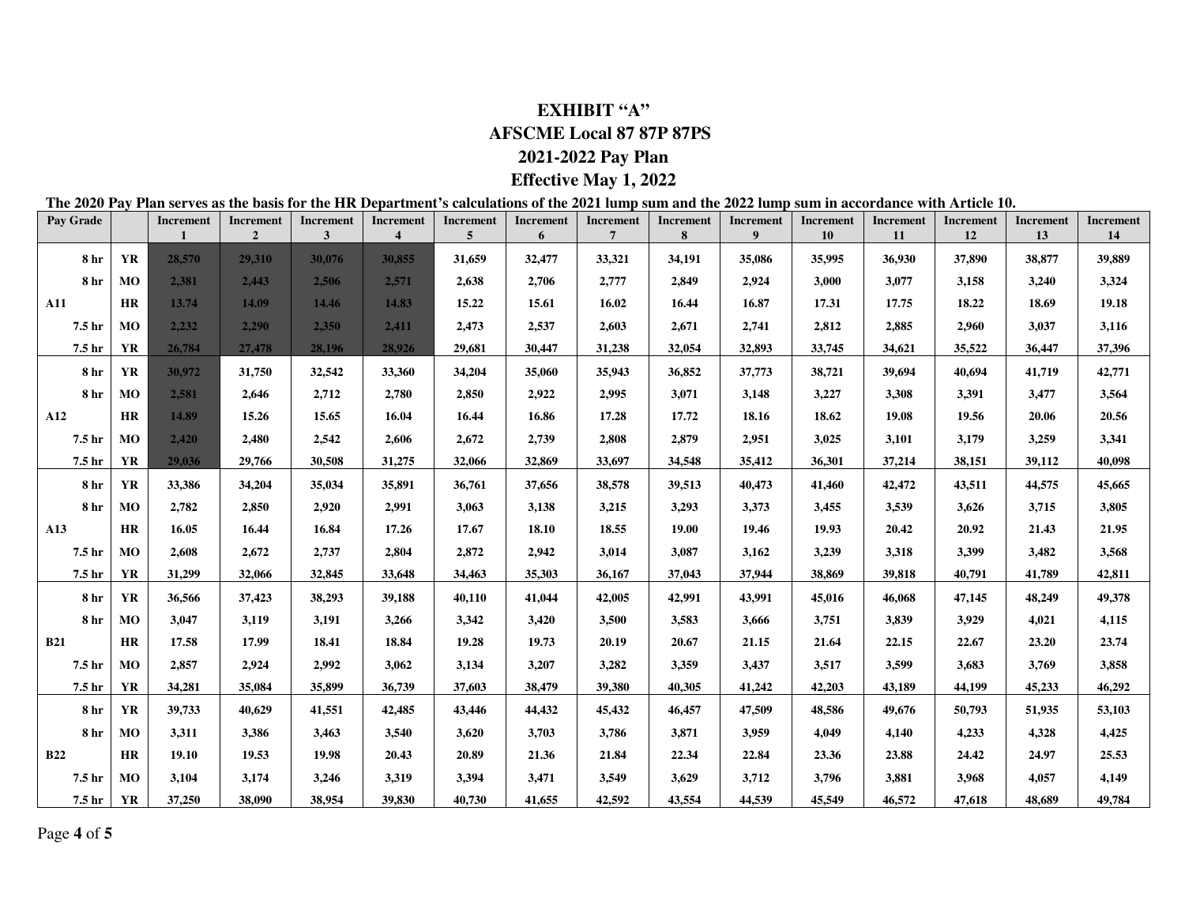# EXHIBIT "A"

# AFSCME Local 87 87P 87PS

# 2021-2022 Pay Plan

# Effective May 1, 2022

**The 2020 Pay Plan serves as the basis for the HR Department's calculations of the 2021 lump sum and the 2022 lump sum in accordance with Article 10.**

| Pay Grade | | Increment 1 | Increment 2 | Increment 3 | Increment 4 | Increment 5 | Increment 6 | Increment 7 | Increment 8 | Increment 9 | Increment 10 | Increment 11 | Increment 12 | Increment 13 | Increment 14 |
|---|---|---|---|---|---|---|---|---|---|---|---|---|---|---|---|
| 8 hr | YR | 28,570 | 29,310 | 30,076 | 30,855 | 31,659 | 32,477 | 33,321 | 34,191 | 35,086 | 35,995 | 36,930 | 37,890 | 38,877 | 39,889 |
| 8 hr | MO | 2,381 | 2,443 | 2,506 | 2,571 | 2,638 | 2,706 | 2,777 | 2,849 | 2,924 | 3,000 | 3,077 | 3,158 | 3,240 | 3,324 |
| A11 | HR | 13.74 | 14.09 | 14.46 | 14.83 | 15.22 | 15.61 | 16.02 | 16.44 | 16.87 | 17.31 | 17.75 | 18.22 | 18.69 | 19.18 |
| 7.5 hr | MO | 2,232 | 2,290 | 2,350 | 2,411 | 2,473 | 2,537 | 2,603 | 2,671 | 2,741 | 2,812 | 2,885 | 2,960 | 3,037 | 3,116 |
| 7.5 hr | YR | 26,784 | 27,478 | 28,196 | 28,926 | 29,681 | 30,447 | 31,238 | 32,054 | 32,893 | 33,745 | 34,621 | 35,522 | 36,447 | 37,396 |
| 8 hr | YR | 30,972 | 31,750 | 32,542 | 33,360 | 34,204 | 35,060 | 35,943 | 36,852 | 37,773 | 38,721 | 39,694 | 40,694 | 41,719 | 42,771 |
| 8 hr | MO | 2,581 | 2,646 | 2,712 | 2,780 | 2,850 | 2,922 | 2,995 | 3,071 | 3,148 | 3,227 | 3,308 | 3,391 | 3,477 | 3,564 |
| A12 | HR | 14.89 | 15.26 | 15.65 | 16.04 | 16.44 | 16.86 | 17.28 | 17.72 | 18.16 | 18.62 | 19.08 | 19.56 | 20.06 | 20.56 |
| 7.5 hr | MO | 2,420 | 2,480 | 2,542 | 2,606 | 2,672 | 2,739 | 2,808 | 2,879 | 2,951 | 3,025 | 3,101 | 3,179 | 3,259 | 3,341 |
| 7.5 hr | YR | 29,036 | 29,766 | 30,508 | 31,275 | 32,066 | 32,869 | 33,697 | 34,548 | 35,412 | 36,301 | 37,214 | 38,151 | 39,112 | 40,098 |
| 8 hr | YR | 33,386 | 34,204 | 35,034 | 35,891 | 36,761 | 37,656 | 38,578 | 39,513 | 40,473 | 41,460 | 42,472 | 43,511 | 44,575 | 45,665 |
| 8 hr | MO | 2,782 | 2,850 | 2,920 | 2,991 | 3,063 | 3,138 | 3,215 | 3,293 | 3,373 | 3,455 | 3,539 | 3,626 | 3,715 | 3,805 |
| A13 | HR | 16.05 | 16.44 | 16.84 | 17.26 | 17.67 | 18.10 | 18.55 | 19.00 | 19.46 | 19.93 | 20.42 | 20.92 | 21.43 | 21.95 |
| 7.5 hr | MO | 2,608 | 2,672 | 2,737 | 2,804 | 2,872 | 2,942 | 3,014 | 3,087 | 3,162 | 3,239 | 3,318 | 3,399 | 3,482 | 3,568 |
| 7.5 hr | YR | 31,299 | 32,066 | 32,845 | 33,648 | 34,463 | 35,303 | 36,167 | 37,043 | 37,944 | 38,869 | 39,818 | 40,791 | 41,789 | 42,811 |
| 8 hr | YR | 36,566 | 37,423 | 38,293 | 39,188 | 40,110 | 41,044 | 42,005 | 42,991 | 43,991 | 45,016 | 46,068 | 47,145 | 48,249 | 49,378 |
| 8 hr | MO | 3,047 | 3,119 | 3,191 | 3,266 | 3,342 | 3,420 | 3,500 | 3,583 | 3,666 | 3,751 | 3,839 | 3,929 | 4,021 | 4,115 |
| B21 | HR | 17.58 | 17.99 | 18.41 | 18.84 | 19.28 | 19.73 | 20.19 | 20.67 | 21.15 | 21.64 | 22.15 | 22.67 | 23.20 | 23.74 |
| 7.5 hr | MO | 2,857 | 2,924 | 2,992 | 3,062 | 3,134 | 3,207 | 3,282 | 3,359 | 3,437 | 3,517 | 3,599 | 3,683 | 3,769 | 3,858 |
| 7.5 hr | YR | 34,281 | 35,084 | 35,899 | 36,739 | 37,603 | 38,479 | 39,380 | 40,305 | 41,242 | 42,203 | 43,189 | 44,199 | 45,233 | 46,292 |
| 8 hr | YR | 39,733 | 40,629 | 41,551 | 42,485 | 43,446 | 44,432 | 45,432 | 46,457 | 47,509 | 48,586 | 49,676 | 50,793 | 51,935 | 53,103 |
| 8 hr | MO | 3,311 | 3,386 | 3,463 | 3,540 | 3,620 | 3,703 | 3,786 | 3,871 | 3,959 | 4,049 | 4,140 | 4,233 | 4,328 | 4,425 |
| B22 | HR | 19.10 | 19.53 | 19.98 | 20.43 | 20.89 | 21.36 | 21.84 | 22.34 | 22.84 | 23.36 | 23.88 | 24.42 | 24.97 | 25.53 |
| 7.5 hr | MO | 3,104 | 3,174 | 3,246 | 3,319 | 3,394 | 3,471 | 3,549 | 3,629 | 3,712 | 3,796 | 3,881 | 3,968 | 4,057 | 4,149 |
| 7.5 hr | YR | 37,250 | 38,090 | 38,954 | 39,830 | 40,730 | 41,655 | 42,592 | 43,554 | 44,539 | 45,549 | 46,572 | 47,618 | 48,689 | 49,784 |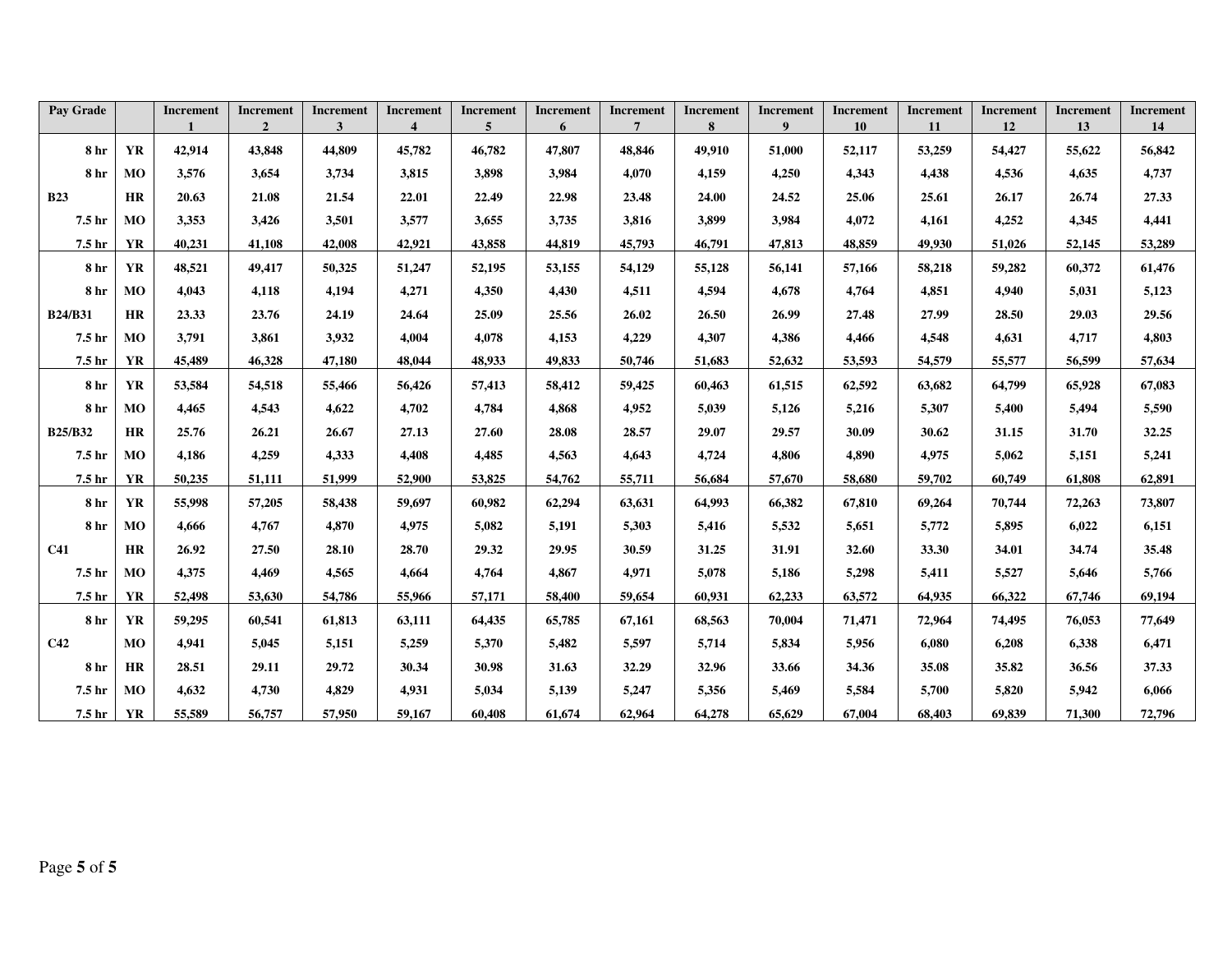| Pay Grade | | Increment 1 | Increment 2 | Increment 3 | Increment 4 | Increment 5 | Increment 6 | Increment 7 | Increment 8 | Increment 9 | Increment 10 | Increment 11 | Increment 12 | Increment 13 | Increment 14 |
|---|---|---|---|---|---|---|---|---|---|---|---|---|---|---|---|
| 8 hr | YR | 42,914 | 43,848 | 44,809 | 45,782 | 46,782 | 47,807 | 48,846 | 49,910 | 51,000 | 52,117 | 53,259 | 54,427 | 55,622 | 56,842 |
| 8 hr | MO | 3,576 | 3,654 | 3,734 | 3,815 | 3,898 | 3,984 | 4,070 | 4,159 | 4,250 | 4,343 | 4,438 | 4,536 | 4,635 | 4,737 |
| B23 | HR | 20.63 | 21.08 | 21.54 | 22.01 | 22.49 | 22.98 | 23.48 | 24.00 | 24.52 | 25.06 | 25.61 | 26.17 | 26.74 | 27.33 |
| 7.5 hr | MO | 3,353 | 3,426 | 3,501 | 3,577 | 3,655 | 3,735 | 3,816 | 3,899 | 3,984 | 4,072 | 4,161 | 4,252 | 4,345 | 4,441 |
| 7.5 hr | YR | 40,231 | 41,108 | 42,008 | 42,921 | 43,858 | 44,819 | 45,793 | 46,791 | 47,813 | 48,859 | 49,930 | 51,026 | 52,145 | 53,289 |
| 8 hr | YR | 48,521 | 49,417 | 50,325 | 51,247 | 52,195 | 53,155 | 54,129 | 55,128 | 56,141 | 57,166 | 58,218 | 59,282 | 60,372 | 61,476 |
| 8 hr | MO | 4,043 | 4,118 | 4,194 | 4,271 | 4,350 | 4,430 | 4,511 | 4,594 | 4,678 | 4,764 | 4,851 | 4,940 | 5,031 | 5,123 |
| B24/B31 | HR | 23.33 | 23.76 | 24.19 | 24.64 | 25.09 | 25.56 | 26.02 | 26.50 | 26.99 | 27.48 | 27.99 | 28.50 | 29.03 | 29.56 |
| 7.5 hr | MO | 3,791 | 3,861 | 3,932 | 4,004 | 4,078 | 4,153 | 4,229 | 4,307 | 4,386 | 4,466 | 4,548 | 4,631 | 4,717 | 4,803 |
| 7.5 hr | YR | 45,489 | 46,328 | 47,180 | 48,044 | 48,933 | 49,833 | 50,746 | 51,683 | 52,632 | 53,593 | 54,579 | 55,577 | 56,599 | 57,634 |
| 8 hr | YR | 53,584 | 54,518 | 55,466 | 56,426 | 57,413 | 58,412 | 59,425 | 60,463 | 61,515 | 62,592 | 63,682 | 64,799 | 65,928 | 67,083 |
| 8 hr | MO | 4,465 | 4,543 | 4,622 | 4,702 | 4,784 | 4,868 | 4,952 | 5,039 | 5,126 | 5,216 | 5,307 | 5,400 | 5,494 | 5,590 |
| B25/B32 | HR | 25.76 | 26.21 | 26.67 | 27.13 | 27.60 | 28.08 | 28.57 | 29.07 | 29.57 | 30.09 | 30.62 | 31.15 | 31.70 | 32.25 |
| 7.5 hr | MO | 4,186 | 4,259 | 4,333 | 4,408 | 4,485 | 4,563 | 4,643 | 4,724 | 4,806 | 4,890 | 4,975 | 5,062 | 5,151 | 5,241 |
| 7.5 hr | YR | 50,235 | 51,111 | 51,999 | 52,900 | 53,825 | 54,762 | 55,711 | 56,684 | 57,670 | 58,680 | 59,702 | 60,749 | 61,808 | 62,891 |
| 8 hr | YR | 55,998 | 57,205 | 58,438 | 59,697 | 60,982 | 62,294 | 63,631 | 64,993 | 66,382 | 67,810 | 69,264 | 70,744 | 72,263 | 73,807 |
| 8 hr | MO | 4,666 | 4,767 | 4,870 | 4,975 | 5,082 | 5,191 | 5,303 | 5,416 | 5,532 | 5,651 | 5,772 | 5,895 | 6,022 | 6,151 |
| C41 | HR | 26.92 | 27.50 | 28.10 | 28.70 | 29.32 | 29.95 | 30.59 | 31.25 | 31.91 | 32.60 | 33.30 | 34.01 | 34.74 | 35.48 |
| 7.5 hr | MO | 4,375 | 4,469 | 4,565 | 4,664 | 4,764 | 4,867 | 4,971 | 5,078 | 5,186 | 5,298 | 5,411 | 5,527 | 5,646 | 5,766 |
| 7.5 hr | YR | 52,498 | 53,630 | 54,786 | 55,966 | 57,171 | 58,400 | 59,654 | 60,931 | 62,233 | 63,572 | 64,935 | 66,322 | 67,746 | 69,194 |
| 8 hr | YR | 59,295 | 60,541 | 61,813 | 63,111 | 64,435 | 65,785 | 67,161 | 68,563 | 70,004 | 71,471 | 72,964 | 74,495 | 76,053 | 77,649 |
| C42 | MO | 4,941 | 5,045 | 5,151 | 5,259 | 5,370 | 5,482 | 5,597 | 5,714 | 5,834 | 5,956 | 6,080 | 6,208 | 6,338 | 6,471 |
| 8 hr | HR | 28.51 | 29.11 | 29.72 | 30.34 | 30.98 | 31.63 | 32.29 | 32.96 | 33.66 | 34.36 | 35.08 | 35.82 | 36.56 | 37.33 |
| 7.5 hr | MO | 4,632 | 4,730 | 4,829 | 4,931 | 5,034 | 5,139 | 5,247 | 5,356 | 5,469 | 5,584 | 5,700 | 5,820 | 5,942 | 6,066 |
| 7.5 hr | YR | 55,589 | 56,757 | 57,950 | 59,167 | 60,408 | 61,674 | 62,964 | 64,278 | 65,629 | 67,004 | 68,403 | 69,839 | 71,300 | 72,796 |